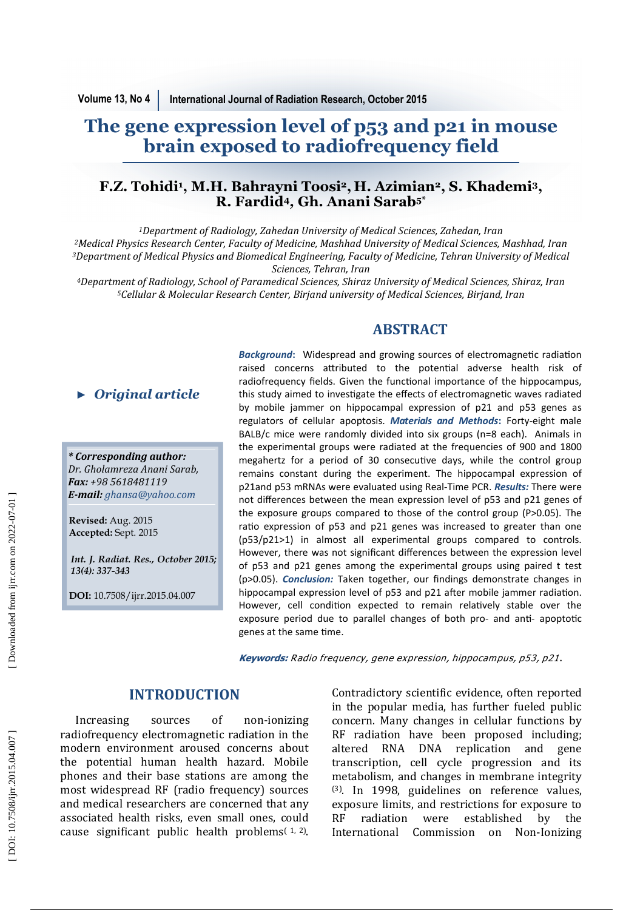# The gene expression level of p53 and p21 in mouse brain exposed to radiofrequency field

**F.Z. Tohidi[1], M.H. Bahrayni Toosi[2], H. Azimian[2], S. Khademi[3], R. Fardid[4], Gh. Anani Sarab[5*]**

*[1]Department of Radiology, Zahedan University of Medical Sciences, Zahedan, Iran*
*[2]Medical Physics Research Center, Faculty of Medicine, Mashhad University of Medical Sciences, Mashhad, Iran*
*[3]Department of Medical Physics and Biomedical Engineering, Faculty of Medicine, Tehran University of Medical Sciences, Tehran, Iran*
*[4]Department of Radiology, School of Paramedical Sciences, Shiraz University of Medical Sciences, Shiraz, Iran*
*[5]Cellular & Molecular Research Center, Birjand university of Medical Sciences, Birjand, Iran*

► ***Original article***

***\* Corresponding author:***
*Dr. Gholamreza Anani Sarab,*
***Fax:** +98 5618481119*
***E-mail:** ghansa@yahoo.com*

**Revised:** Aug. 2015
**Accepted:** Sept. 2015

***Int. J. Radiat. Res., October 2015; 13(4): 337-343***

**DOI:** 10.7508/ijrr.2015.04.007

## ABSTRACT

***Background:*** Widespread and growing sources of electromagnetic radiation raised concerns attributed to the potential adverse health risk of radiofrequency fields. Given the functional importance of the hippocampus, this study aimed to investigate the effects of electromagnetic waves radiated by mobile jammer on hippocampal expression of p21 and p53 genes as regulators of cellular apoptosis. ***Materials and Methods*:** Forty-eight male BALB/c mice were randomly divided into six groups (n=8 each). Animals in the experimental groups were radiated at the frequencies of 900 and 1800 megahertz for a period of 30 consecutive days, while the control group remains constant during the experiment. The hippocampal expression of p21and p53 mRNAs were evaluated using Real-Time PCR. ***Results:*** There were not differences between the mean expression level of p53 and p21 genes of the exposure groups compared to those of the control group (P>0.05). The ratio expression of p53 and p21 genes was increased to greater than one (p53/p21>1) in almost all experimental groups compared to controls. However, there was not significant differences between the expression level of p53 and p21 genes among the experimental groups using paired t test (p>0.05). ***Conclusion:*** Taken together, our findings demonstrate changes in hippocampal expression level of p53 and p21 after mobile jammer radiation. However, cell condition expected to remain relatively stable over the exposure period due to parallel changes of both pro- and anti- apoptotic genes at the same time.

***Keywords:*** *Radio frequency, gene expression, hippocampus, p53, p21*.

## INTRODUCTION

Increasing sources of non-ionizing radiofrequency electromagnetic radiation in the modern environment aroused concerns about the potential human health hazard. Mobile phones and their base stations are among the most widespread RF (radio frequency) sources and medical researchers are concerned that any associated health risks, even small ones, could cause significant public health problems[1, 2]. Contradictory scientific evidence, often reported in the popular media, has further fueled public concern. Many changes in cellular functions by RF radiation have been proposed including; altered RNA DNA replication and gene transcription, cell cycle progression and its metabolism, and changes in membrane integrity [3]. In 1998, guidelines on reference values, exposure limits, and restrictions for exposure to RF radiation were established by the International Commission on Non-Ionizing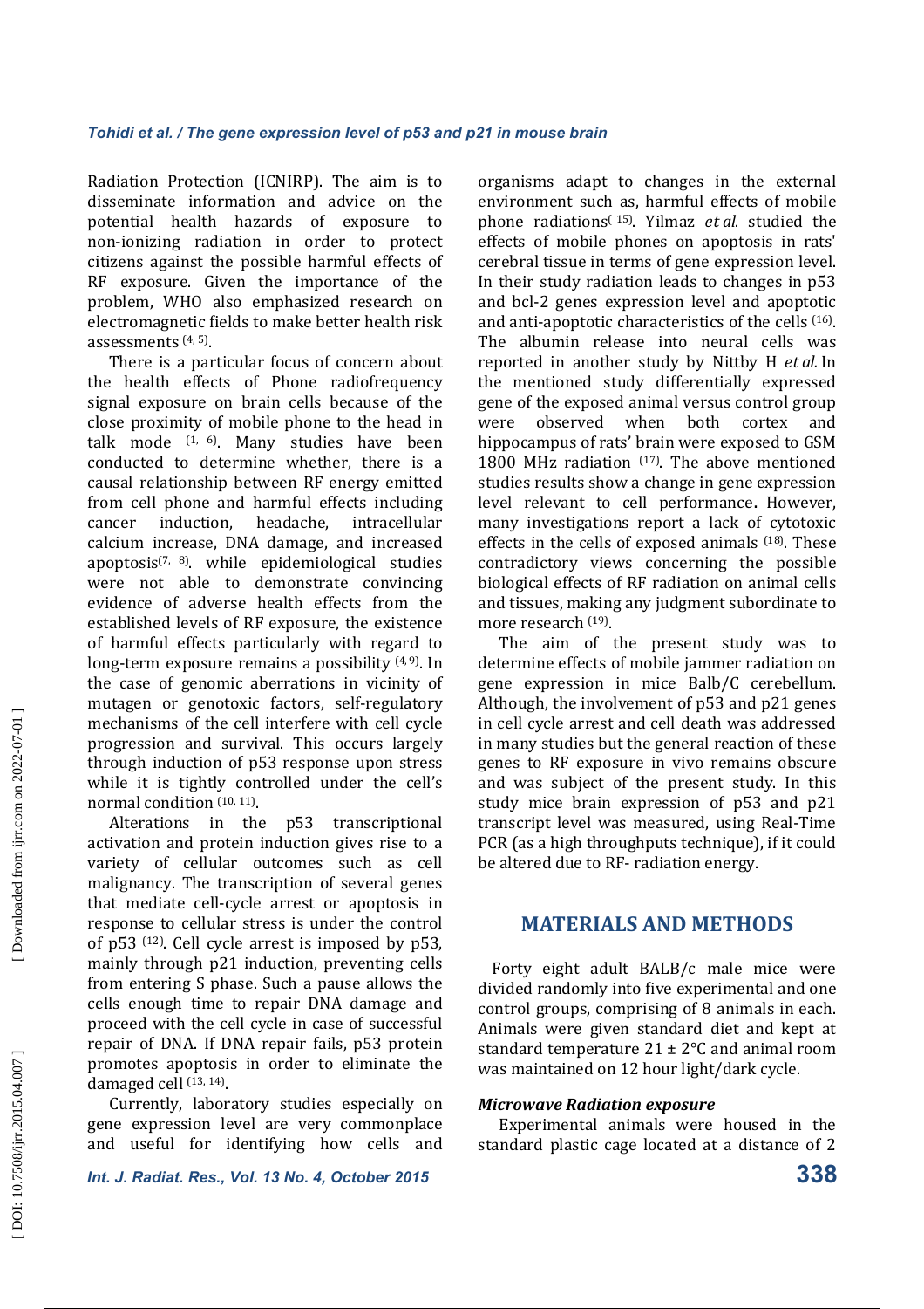Radiation Protection (ICNIRP). The aim is to disseminate information and advice on the potential health hazards of exposure to non-ionizing radiation in order to protect citizens against the possible harmful effects of RF exposure. Given the importance of the problem, WHO also emphasized research on electromagnetic fields to make better health risk assessments [4, 5].

There is a particular focus of concern about the health effects of Phone radiofrequency signal exposure on brain cells because of the close proximity of mobile phone to the head in talk mode [1, 6]. Many studies have been conducted to determine whether, there is a causal relationship between RF energy emitted from cell phone and harmful effects including cancer induction, headache, intracellular calcium increase, DNA damage, and increased apoptosis[7, 8]. while epidemiological studies were not able to demonstrate convincing evidence of adverse health effects from the established levels of RF exposure, the existence of harmful effects particularly with regard to long-term exposure remains a possibility [4, 9]. In the case of genomic aberrations in vicinity of mutagen or genotoxic factors, self-regulatory mechanisms of the cell interfere with cell cycle progression and survival. This occurs largely through induction of p53 response upon stress while it is tightly controlled under the cell's normal condition [10, 11].

Alterations in the p53 transcriptional activation and protein induction gives rise to a variety of cellular outcomes such as cell malignancy. The transcription of several genes that mediate cell-cycle arrest or apoptosis in response to cellular stress is under the control of p53 [12]. Cell cycle arrest is imposed by p53, mainly through p21 induction, preventing cells from entering S phase. Such a pause allows the cells enough time to repair DNA damage and proceed with the cell cycle in case of successful repair of DNA. If DNA repair fails, p53 protein promotes apoptosis in order to eliminate the damaged cell [13, 14].

Currently, laboratory studies especially on gene expression level are very commonplace and useful for identifying how cells and organisms adapt to changes in the external environment such as, harmful effects of mobile phone radiations[15]. Yilmaz *et al*. studied the effects of mobile phones on apoptosis in rats' cerebral tissue in terms of gene expression level. In their study radiation leads to changes in p53 and bcl-2 genes expression level and apoptotic and anti-apoptotic characteristics of the cells [16]. The albumin release into neural cells was reported in another study by Nittby H *et al.* In the mentioned study differentially expressed gene of the exposed animal versus control group were observed when both cortex and hippocampus of rats' brain were exposed to GSM 1800 MHz radiation [17]. The above mentioned studies results show a change in gene expression level relevant to cell performance. However, many investigations report a lack of cytotoxic effects in the cells of exposed animals [18]. These contradictory views concerning the possible biological effects of RF radiation on animal cells and tissues, making any judgment subordinate to more research [19].

The aim of the present study was to determine effects of mobile jammer radiation on gene expression in mice Balb/C cerebellum. Although, the involvement of p53 and p21 genes in cell cycle arrest and cell death was addressed in many studies but the general reaction of these genes to RF exposure in vivo remains obscure and was subject of the present study. In this study mice brain expression of p53 and p21 transcript level was measured, using Real-Time PCR (as a high throughputs technique), if it could be altered due to RF- radiation energy.

## MATERIALS AND METHODS

Forty eight adult BALB/c male mice were divided randomly into five experimental and one control groups, comprising of 8 animals in each. Animals were given standard diet and kept at standard temperature 21 ± 2°C and animal room was maintained on 12 hour light/dark cycle.

### *Microwave Radiation exposure*

Experimental animals were housed in the standard plastic cage located at a distance of 2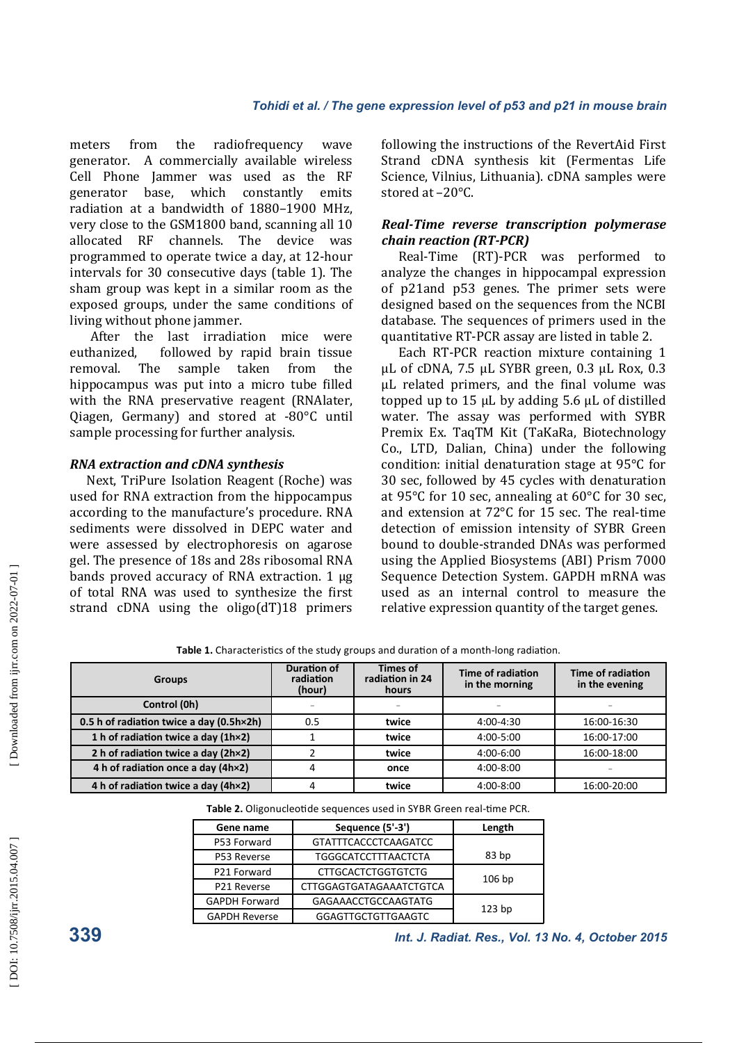meters from the radiofrequency wave generator. A commercially available wireless Cell Phone Jammer was used as the RF generator base, which constantly emits radiation at a bandwidth of 1880–1900 MHz, very close to the GSM1800 band, scanning all 10 allocated RF channels. The device was programmed to operate twice a day, at 12-hour intervals for 30 consecutive days (table 1). The sham group was kept in a similar room as the exposed groups, under the same conditions of living without phone jammer.

After the last irradiation mice were euthanized, followed by rapid brain tissue removal. The sample taken from the hippocampus was put into a micro tube filled with the RNA preservative reagent (RNAlater, Qiagen, Germany) and stored at -80°C until sample processing for further analysis.

### *RNA extraction and cDNA synthesis*

Next, TriPure Isolation Reagent (Roche) was used for RNA extraction from the hippocampus according to the manufacture's procedure. RNA sediments were dissolved in DEPC water and were assessed by electrophoresis on agarose gel. The presence of 18s and 28s ribosomal RNA bands proved accuracy of RNA extraction. 1 µg of total RNA was used to synthesize the first strand cDNA using the oligo(dT)18 primers following the instructions of the RevertAid First Strand cDNA synthesis kit (Fermentas Life Science, Vilnius, Lithuania). cDNA samples were stored at –20°C.

### *Real-Time reverse transcription polymerase chain reaction (RT-PCR)*

Real-Time (RT)-PCR was performed to analyze the changes in hippocampal expression of p21and p53 genes. The primer sets were designed based on the sequences from the NCBI database. The sequences of primers used in the quantitative RT-PCR assay are listed in table 2.

Each RT-PCR reaction mixture containing 1 µL of cDNA, 7.5 µL SYBR green, 0.3 µL Rox, 0.3 µL related primers, and the final volume was topped up to 15 µL by adding 5.6 µL of distilled water. The assay was performed with SYBR Premix Ex. TaqTM Kit (TaKaRa, Biotechnology Co., LTD, Dalian, China) under the following condition: initial denaturation stage at 95°C for 30 sec, followed by 45 cycles with denaturation at 95°C for 10 sec, annealing at 60°C for 30 sec, and extension at 72°C for 15 sec. The real-time detection of emission intensity of SYBR Green bound to double-stranded DNAs was performed using the Applied Biosystems (ABI) Prism 7000 Sequence Detection System. GAPDH mRNA was used as an internal control to measure the relative expression quantity of the target genes.

**Table 1.** Characteristics of the study groups and duration of a month-long radiation.

| Groups | Duration of radiation (hour) | Times of radiation in 24 hours | Time of radiation in the morning | Time of radiation in the evening |
|---|---|---|---|---|
| **Control (0h)** | – | – | – | – |
| **0.5 h of radiation twice a day (0.5h×2h)** | 0.5 | **twice** | 4:00-4:30 | 16:00-16:30 |
| **1 h of radiation twice a day (1h×2)** | 1 | **twice** | 4:00-5:00 | 16:00-17:00 |
| **2 h of radiation twice a day (2h×2)** | 2 | **twice** | 4:00-6:00 | 16:00-18:00 |
| **4 h of radiation once a day (4h×2)** | 4 | **once** | 4:00-8:00 | – |
| **4 h of radiation twice a day (4h×2)** | 4 | **twice** | 4:00-8:00 | 16:00-20:00 |

**Table 2.** Oligonucleotide sequences used in SYBR Green real-time PCR.

| Gene name | Sequence (5'-3') | Length |
|---|---|---|
| P53 Forward | GTATTTCACCCTCAAGATCC | 83 bp |
| P53 Reverse | TGGGCATCCTTTAACTCTA | |
| P21 Forward | CTTGCACTCTGGTGTCTG | 106 bp |
| P21 Reverse | CTTGGAGTGATAGAAATCTGTCA | |
| GAPDH Forward | GAGAAACCTGCCAAGTATG | 123 bp |
| GAPDH Reverse | GGAGTTGCTGTTGAAGTC | |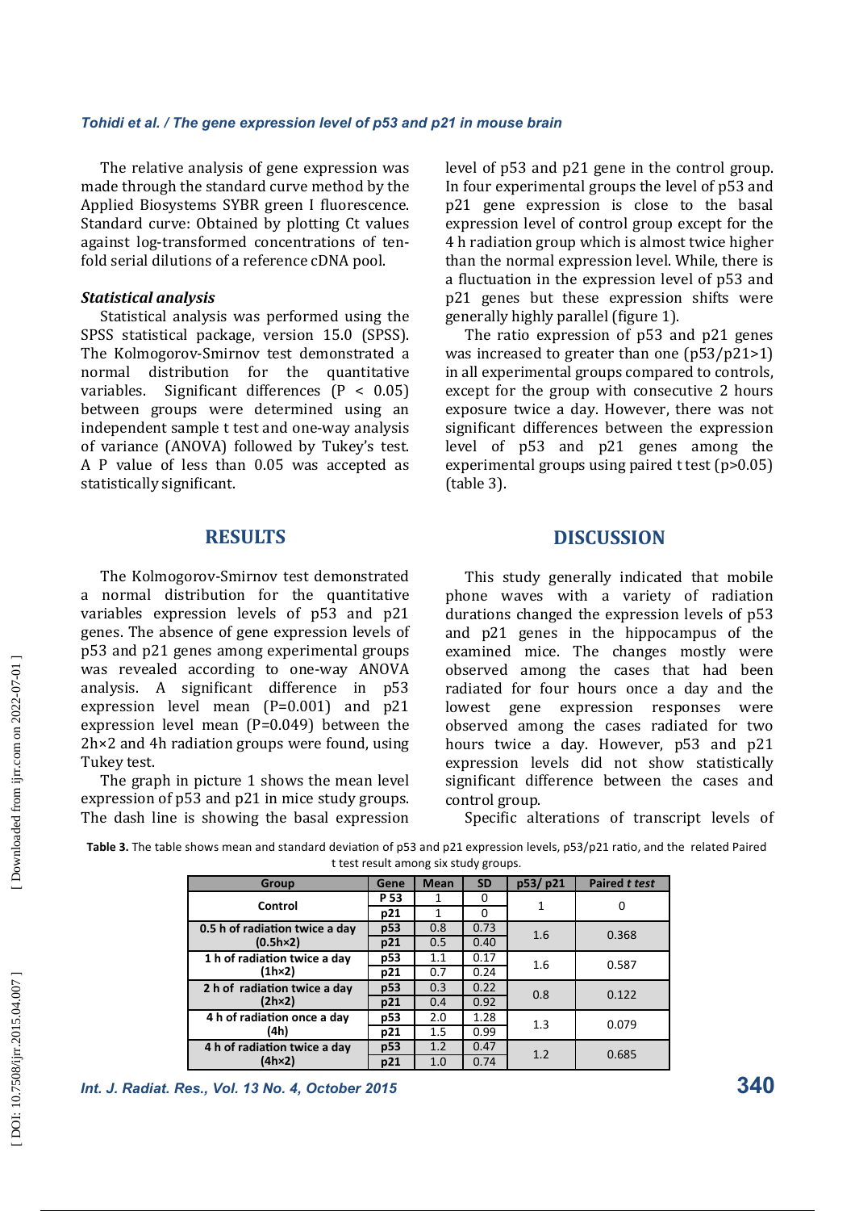The relative analysis of gene expression was made through the standard curve method by the Applied Biosystems SYBR green I fluorescence. Standard curve: Obtained by plotting Ct values against log-transformed concentrations of ten-fold serial dilutions of a reference cDNA pool.

### *Statistical analysis*

Statistical analysis was performed using the SPSS statistical package, version 15.0 (SPSS). The Kolmogorov-Smirnov test demonstrated a normal distribution for the quantitative variables. Significant differences ($P < 0.05$) between groups were determined using an independent sample t test and one-way analysis of variance (ANOVA) followed by Tukey's test. A P value of less than 0.05 was accepted as statistically significant.

## RESULTS

The Kolmogorov-Smirnov test demonstrated a normal distribution for the quantitative variables expression levels of p53 and p21 genes. The absence of gene expression levels of p53 and p21 genes among experimental groups was revealed according to one-way ANOVA analysis. A significant difference in p53 expression level mean ($P=0.001$) and p21 expression level mean ($P=0.049$) between the 2h×2 and 4h radiation groups were found, using Tukey test.

The graph in picture 1 shows the mean level expression of p53 and p21 in mice study groups. The dash line is showing the basal expression level of p53 and p21 gene in the control group. In four experimental groups the level of p53 and p21 gene expression is close to the basal expression level of control group except for the 4 h radiation group which is almost twice higher than the normal expression level. While, there is a fluctuation in the expression level of p53 and p21 genes but these expression shifts were generally highly parallel (figure 1).

The ratio expression of p53 and p21 genes was increased to greater than one ($p53/p21>1$) in all experimental groups compared to controls, except for the group with consecutive 2 hours exposure twice a day. However, there was not significant differences between the expression level of p53 and p21 genes among the experimental groups using paired t test ($p>0.05$) (table 3).

## DISCUSSION

This study generally indicated that mobile phone waves with a variety of radiation durations changed the expression levels of p53 and p21 genes in the hippocampus of the examined mice. The changes mostly were observed among the cases that had been radiated for four hours once a day and the lowest gene expression responses were observed among the cases radiated for two hours twice a day. However, p53 and p21 expression levels did not show statistically significant difference between the cases and control group.

Specific alterations of transcript levels of

**Table 3.** The table shows mean and standard deviation of p53 and p21 expression levels, p53/p21 ratio, and the related Paired t test result among six study groups.

| Group | Gene | Mean | SD | p53/ p21 | Paired *t test* |
|---|---|---|---|---|---|
| Control | P 53 | 1 | 0 | 1 | 0 |
| | p21 | 1 | 0 | | |
| 0.5 h of radiation twice a day (0.5h×2) | p53 | 0.8 | 0.73 | 1.6 | 0.368 |
| | p21 | 0.5 | 0.40 | | |
| 1 h of radiation twice a day (1h×2) | p53 | 1.1 | 0.17 | 1.6 | 0.587 |
| | p21 | 0.7 | 0.24 | | |
| 2 h of radiation twice a day (2h×2) | p53 | 0.3 | 0.22 | 0.8 | 0.122 |
| | p21 | 0.4 | 0.92 | | |
| 4 h of radiation once a day (4h) | p53 | 2.0 | 1.28 | 1.3 | 0.079 |
| | p21 | 1.5 | 0.99 | | |
| 4 h of radiation twice a day (4h×2) | p53 | 1.2 | 0.47 | 1.2 | 0.685 |
| | p21 | 1.0 | 0.74 | | |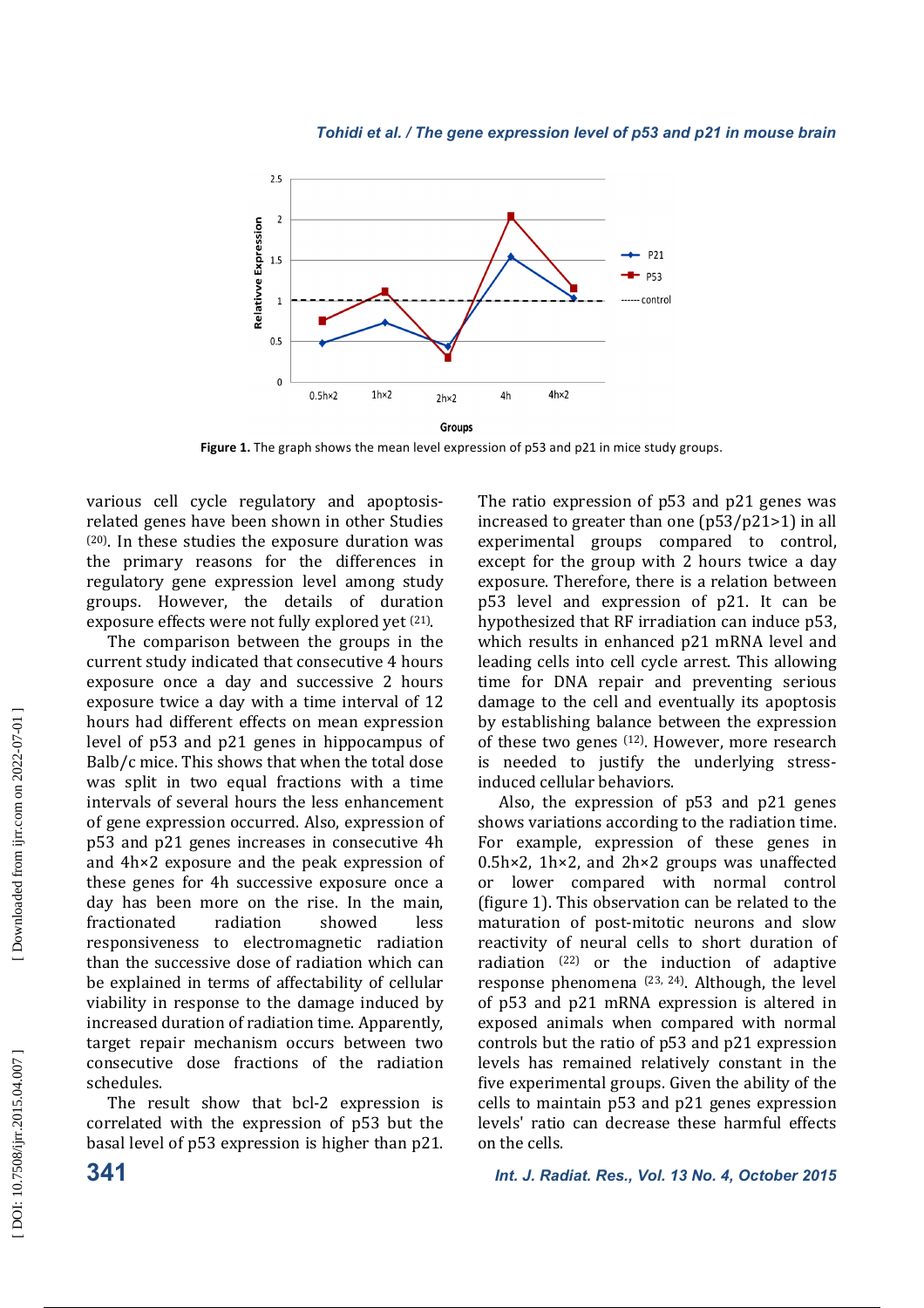**Figure 1.** The graph shows the mean level expression of p53 and p21 in mice study groups.

various cell cycle regulatory and apoptosis-related genes have been shown in other Studies [20]. In these studies the exposure duration was the primary reasons for the differences in regulatory gene expression level among study groups. However, the details of duration exposure effects were not fully explored yet [21].

The comparison between the groups in the current study indicated that consecutive 4 hours exposure once a day and successive 2 hours exposure twice a day with a time interval of 12 hours had different effects on mean expression level of p53 and p21 genes in hippocampus of Balb/c mice. This shows that when the total dose was split in two equal fractions with a time intervals of several hours the less enhancement of gene expression occurred. Also, expression of p53 and p21 genes increases in consecutive 4h and 4h×2 exposure and the peak expression of these genes for 4h successive exposure once a day has been more on the rise. In the main, fractionated radiation showed less responsiveness to electromagnetic radiation than the successive dose of radiation which can be explained in terms of affectability of cellular viability in response to the damage induced by increased duration of radiation time. Apparently, target repair mechanism occurs between two consecutive dose fractions of the radiation schedules.

The result show that bcl-2 expression is correlated with the expression of p53 but the basal level of p53 expression is higher than p21. The ratio expression of p53 and p21 genes was increased to greater than one (p53/p21>1) in all experimental groups compared to control, except for the group with 2 hours twice a day exposure. Therefore, there is a relation between p53 level and expression of p21. It can be hypothesized that RF irradiation can induce p53, which results in enhanced p21 mRNA level and leading cells into cell cycle arrest. This allowing time for DNA repair and preventing serious damage to the cell and eventually its apoptosis by establishing balance between the expression of these two genes [12]. However, more research is needed to justify the underlying stress-induced cellular behaviors.

Also, the expression of p53 and p21 genes shows variations according to the radiation time. For example, expression of these genes in 0.5h×2, 1h×2, and 2h×2 groups was unaffected or lower compared with normal control (figure 1). This observation can be related to the maturation of post-mitotic neurons and slow reactivity of neural cells to short duration of radiation [22] or the induction of adaptive response phenomena [23, 24]. Although, the level of p53 and p21 mRNA expression is altered in exposed animals when compared with normal controls but the ratio of p53 and p21 expression levels has remained relatively constant in the five experimental groups. Given the ability of the cells to maintain p53 and p21 genes expression levels' ratio can decrease these harmful effects on the cells.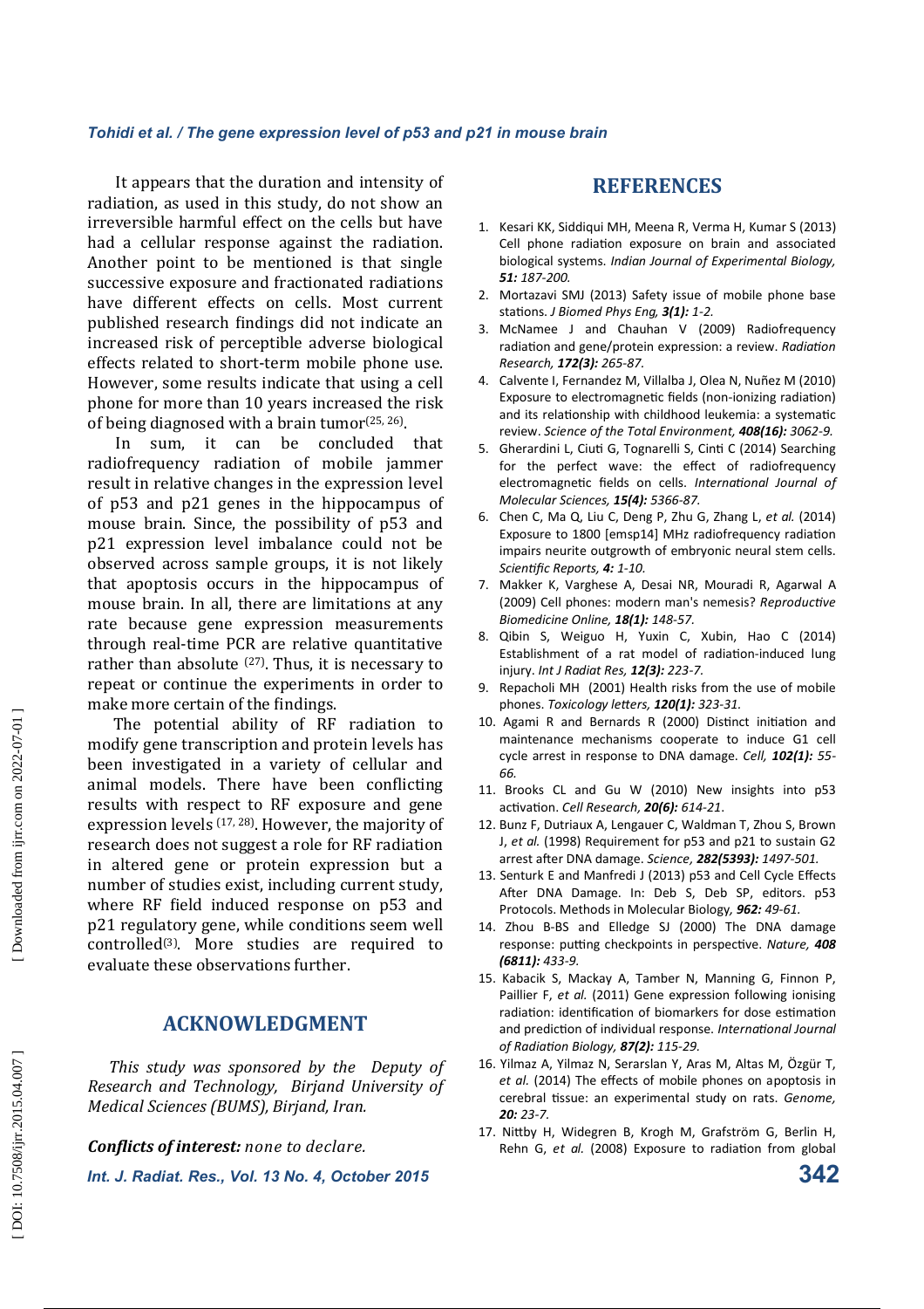It appears that the duration and intensity of radiation, as used in this study, do not show an irreversible harmful effect on the cells but have had a cellular response against the radiation. Another point to be mentioned is that single successive exposure and fractionated radiations have different effects on cells. Most current published research findings did not indicate an increased risk of perceptible adverse biological effects related to short-term mobile phone use. However, some results indicate that using a cell phone for more than 10 years increased the risk of being diagnosed with a brain tumor[25, 26].

In sum, it can be concluded that radiofrequency radiation of mobile jammer result in relative changes in the expression level of p53 and p21 genes in the hippocampus of mouse brain. Since, the possibility of p53 and p21 expression level imbalance could not be observed across sample groups, it is not likely that apoptosis occurs in the hippocampus of mouse brain. In all, there are limitations at any rate because gene expression measurements through real-time PCR are relative quantitative rather than absolute [27]. Thus, it is necessary to repeat or continue the experiments in order to make more certain of the findings.

The potential ability of RF radiation to modify gene transcription and protein levels has been investigated in a variety of cellular and animal models. There have been conflicting results with respect to RF exposure and gene expression levels [17, 28]. However, the majority of research does not suggest a role for RF radiation in altered gene or protein expression but a number of studies exist, including current study, where RF field induced response on p53 and p21 regulatory gene, while conditions seem well controlled[3]. More studies are required to evaluate these observations further.

## ACKNOWLEDGMENT

*This study was sponsored by the Deputy of Research and Technology, Birjand University of Medical Sciences (BUMS), Birjand, Iran.*

***Conflicts of interest:*** *none to declare.*

## REFERENCES

1. Kesari KK, Siddiqui MH, Meena R, Verma H, Kumar S (2013) Cell phone radiation exposure on brain and associated biological systems. *Indian Journal of Experimental Biology, **51:** 187-200.*
2. Mortazavi SMJ (2013) Safety issue of mobile phone base stations. *J Biomed Phys Eng, **3(1)**: 1-2.*
3. McNamee J and Chauhan V (2009) Radiofrequency radiation and gene/protein expression: a review. *Radiation Research, **172(3):** 265-87.*
4. Calvente I, Fernandez M, Villalba J, Olea N, Nuñez M (2010) Exposure to electromagnetic fields (non-ionizing radiation) and its relationship with childhood leukemia: a systematic review. *Science of the Total Environment, **408(16):** 3062-9.*
5. Gherardini L, Ciuti G, Tognarelli S, Cinti C (2014) Searching for the perfect wave: the effect of radiofrequency electromagnetic fields on cells. *International Journal of Molecular Sciences, **15(4):** 5366-87.*
6. Chen C, Ma Q, Liu C, Deng P, Zhu G, Zhang L, *et al.* (2014) Exposure to 1800 [emsp14] MHz radiofrequency radiation impairs neurite outgrowth of embryonic neural stem cells. *Scientific Reports, **4:** 1-10.*
7. Makker K, Varghese A, Desai NR, Mouradi R, Agarwal A (2009) Cell phones: modern man's nemesis? *Reproductive Biomedicine Online, **18(1):** 148-57.*
8. Qibin S, Weiguo H, Yuxin C, Xubin, Hao C (2014) Establishment of a rat model of radiation-induced lung injury. *Int J Radiat Res, **12(3):** 223-7.*
9. Repacholi MH (2001) Health risks from the use of mobile phones. *Toxicology letters, **120(1):** 323-31.*
10. Agami R and Bernards R (2000) Distinct initiation and maintenance mechanisms cooperate to induce G1 cell cycle arrest in response to DNA damage. *Cell, **102(1):** 55-66.*
11. Brooks CL and Gu W (2010) New insights into p53 activation. *Cell Research, **20(6):** 614-21*.
12. Bunz F, Dutriaux A, Lengauer C, Waldman T, Zhou S, Brown J, *et al.* (1998) Requirement for p53 and p21 to sustain G2 arrest after DNA damage. *Science, **282(5393):** 1497-501.*
13. Senturk E and Manfredi J (2013) p53 and Cell Cycle Effects After DNA Damage. In: Deb S, Deb SP, editors. p53 Protocols. Methods in Molecular Biology, ***962:** 49-61.*
14. Zhou B-BS and Elledge SJ (2000) The DNA damage response: putting checkpoints in perspective. *Nature, **408 (6811):** 433-9*.
15. Kabacik S, Mackay A, Tamber N, Manning G, Finnon P, Paillier F, *et al.* (2011) Gene expression following ionising radiation: identification of biomarkers for dose estimation and prediction of individual response. *International Journal of Radiation Biology, **87(2):** 115-29*.
16. Yilmaz A, Yilmaz N, Serarslan Y, Aras M, Altas M, Özgür T, *et al.* (2014) The effects of mobile phones on apoptosis in cerebral tissue: an experimental study on rats. *Genome, **20:** 23-7.*
17. Nittby H, Widegren B, Krogh M, Grafström G, Berlin H, Rehn G, *et al.* (2008) Exposure to radiation from global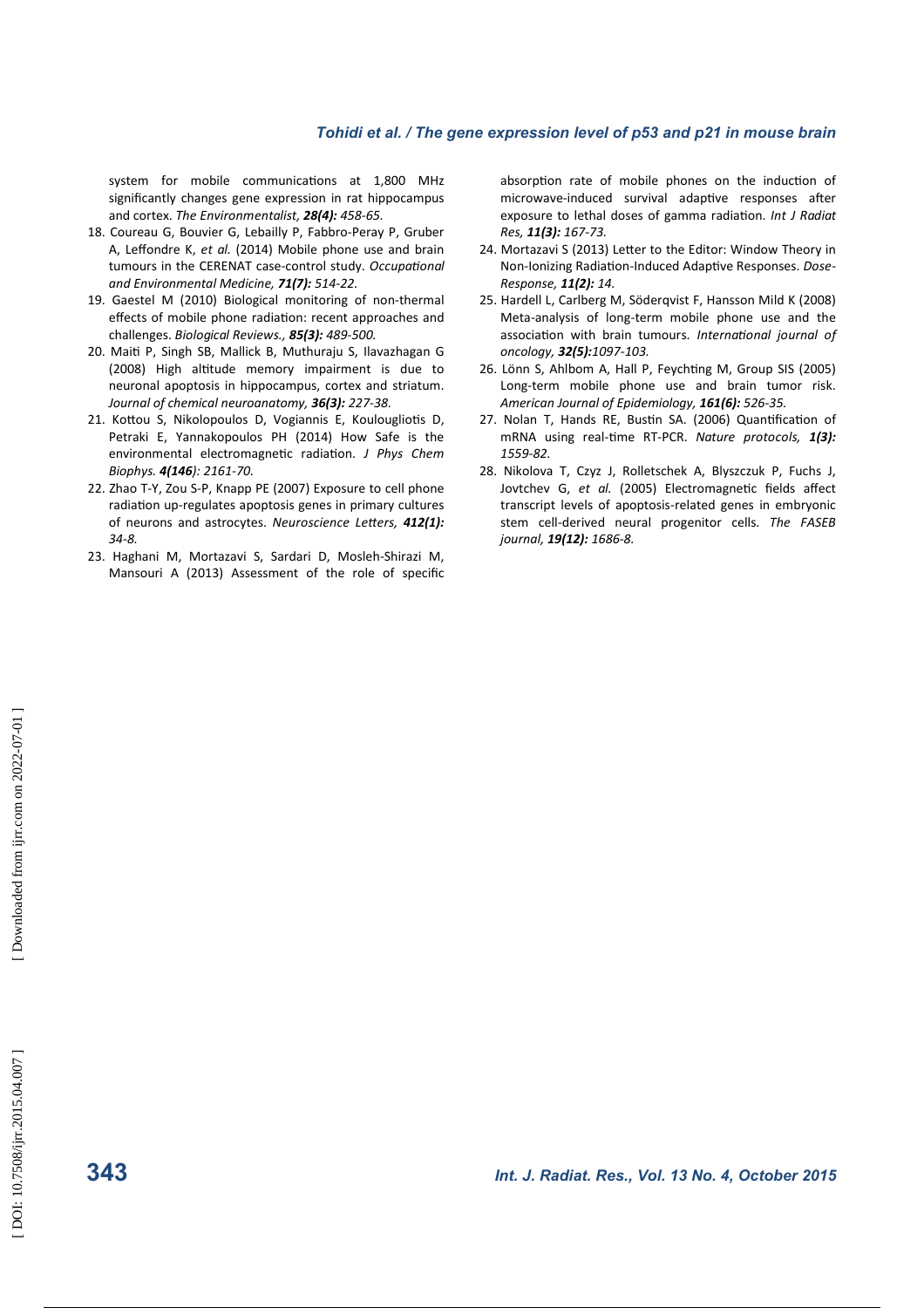system for mobile communications at 1,800 MHz significantly changes gene expression in rat hippocampus and cortex. *The Environmentalist,* ***28(4):*** *458-65.*

18. Coureau G, Bouvier G, Lebailly P, Fabbro-Peray P, Gruber A, Leffondre K, *et al.* (2014) Mobile phone use and brain tumours in the CERENAT case-control study. *Occupational and Environmental Medicine,* ***71(7):*** *514-22.*
19. Gaestel M (2010) Biological monitoring of non-thermal effects of mobile phone radiation: recent approaches and challenges. *Biological Reviews.,* ***85(3):*** *489-500.*
20. Maiti P, Singh SB, Mallick B, Muthuraju S, Ilavazhagan G (2008) High altitude memory impairment is due to neuronal apoptosis in hippocampus, cortex and striatum. *Journal of chemical neuroanatomy,* ***36(3):*** *227-38.*
21. Kottou S, Nikolopoulos D, Vogiannis E, Koulougliotis D, Petraki E, Yannakopoulos PH (2014) How Safe is the environmental electromagnetic radiation. *J Phys Chem Biophys.* ***4(146****): 2161-70.*
22. Zhao T-Y, Zou S-P, Knapp PE (2007) Exposure to cell phone radiation up-regulates apoptosis genes in primary cultures of neurons and astrocytes. *Neuroscience Letters,* ***412(1):*** *34-8.*
23. Haghani M, Mortazavi S, Sardari D, Mosleh-Shirazi M, Mansouri A (2013) Assessment of the role of specific absorption rate of mobile phones on the induction of microwave-induced survival adaptive responses after exposure to lethal doses of gamma radiation. *Int J Radiat Res,* ***11(3):*** *167-73.*
24. Mortazavi S (2013) Letter to the Editor: Window Theory in Non-Ionizing Radiation-Induced Adaptive Responses. *Dose-Response,* ***11(2):*** *14.*
25. Hardell L, Carlberg M, Söderqvist F, Hansson Mild K (2008) Meta-analysis of long-term mobile phone use and the association with brain tumours. *International journal of oncology,* ***32(5):****1097-103.*
26. Lönn S, Ahlbom A, Hall P, Feychting M, Group SIS (2005) Long-term mobile phone use and brain tumor risk. *American Journal of Epidemiology,* ***161(6):*** *526-35.*
27. Nolan T, Hands RE, Bustin SA. (2006) Quantification of mRNA using real-time RT-PCR. *Nature protocols,* ***1(3):*** *1559-82.*
28. Nikolova T, Czyz J, Rolletschek A, Blyszczuk P, Fuchs J, Jovtchev G, *et al.* (2005) Electromagnetic fields affect transcript levels of apoptosis-related genes in embryonic stem cell-derived neural progenitor cells. *The FASEB journal,* ***19(12):*** *1686-8.*